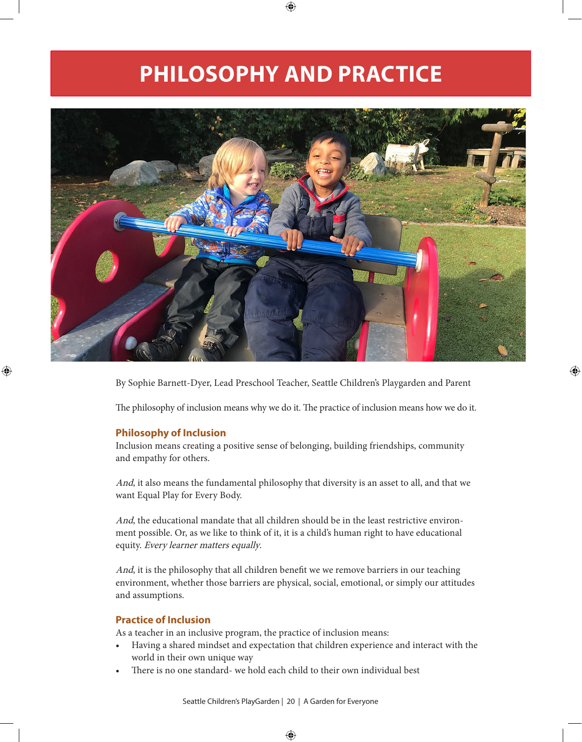# PHILOSOPHY AND PRACTICE

By Sophie Barnett-Dyer, Lead Preschool Teacher, Seattle Children's Playgarden and Parent

The philosophy of inclusion means why we do it. The practice of inclusion means how we do it.

## Philosophy of Inclusion

Inclusion means creating a positive sense of belonging, building friendships, community and empathy for others.

*And*, it also means the fundamental philosophy that diversity is an asset to all, and that we want Equal Play for Every Body.

*And*, the educational mandate that all children should be in the least restrictive environment possible. Or, as we like to think of it, it is a child's human right to have educational equity. *Every learner matters equally.*

*And*, it is the philosophy that all children benefit we we remove barriers in our teaching environment, whether those barriers are physical, social, emotional, or simply our attitudes and assumptions.

## Practice of Inclusion

As a teacher in an inclusive program, the practice of inclusion means:

- Having a shared mindset and expectation that children experience and interact with the world in their own unique way
- There is no one standard- we hold each child to their own individual best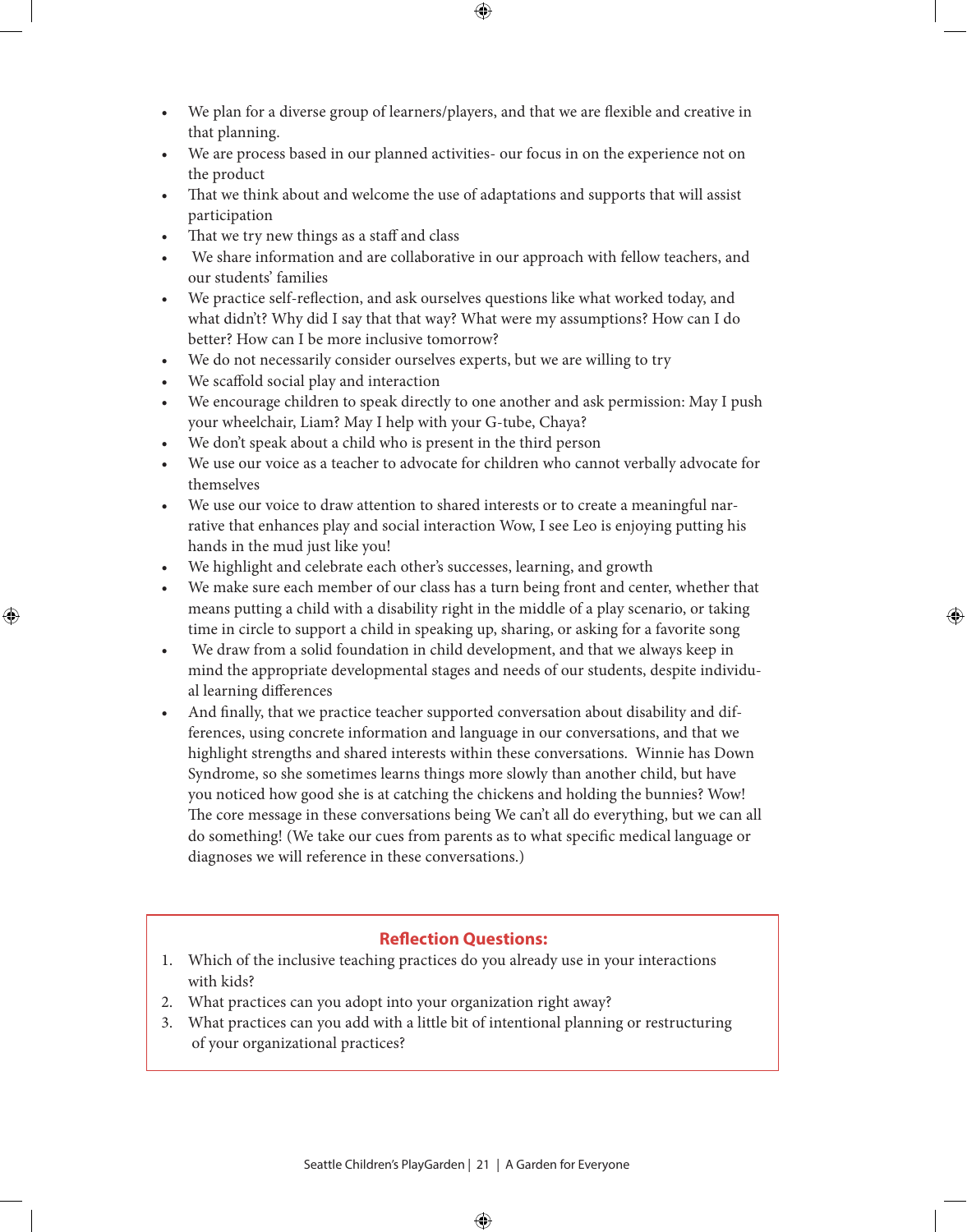- We plan for a diverse group of learners/players, and that we are flexible and creative in that planning.
- We are process based in our planned activities- our focus in on the experience not on the product
- That we think about and welcome the use of adaptations and supports that will assist participation
- That we try new things as a staff and class
- We share information and are collaborative in our approach with fellow teachers, and our students' families
- We practice self-reflection, and ask ourselves questions like what worked today, and what didn't? Why did I say that that way? What were my assumptions? How can I do better? How can I be more inclusive tomorrow?
- We do not necessarily consider ourselves experts, but we are willing to try
- We scaffold social play and interaction
- We encourage children to speak directly to one another and ask permission: May I push your wheelchair, Liam? May I help with your G-tube, Chaya?
- We don't speak about a child who is present in the third person
- We use our voice as a teacher to advocate for children who cannot verbally advocate for themselves
- We use our voice to draw attention to shared interests or to create a meaningful narrative that enhances play and social interaction Wow, I see Leo is enjoying putting his hands in the mud just like you!
- We highlight and celebrate each other's successes, learning, and growth
- We make sure each member of our class has a turn being front and center, whether that means putting a child with a disability right in the middle of a play scenario, or taking time in circle to support a child in speaking up, sharing, or asking for a favorite song
- We draw from a solid foundation in child development, and that we always keep in mind the appropriate developmental stages and needs of our students, despite individual learning differences
- And finally, that we practice teacher supported conversation about disability and differences, using concrete information and language in our conversations, and that we highlight strengths and shared interests within these conversations. Winnie has Down Syndrome, so she sometimes learns things more slowly than another child, but have you noticed how good she is at catching the chickens and holding the bunnies? Wow! The core message in these conversations being We can't all do everything, but we can all do something! (We take our cues from parents as to what specific medical language or diagnoses we will reference in these conversations.)

**Reflection Questions:**

1. Which of the inclusive teaching practices do you already use in your interactions with kids?
2. What practices can you adopt into your organization right away?
3. What practices can you add with a little bit of intentional planning or restructuring of your organizational practices?